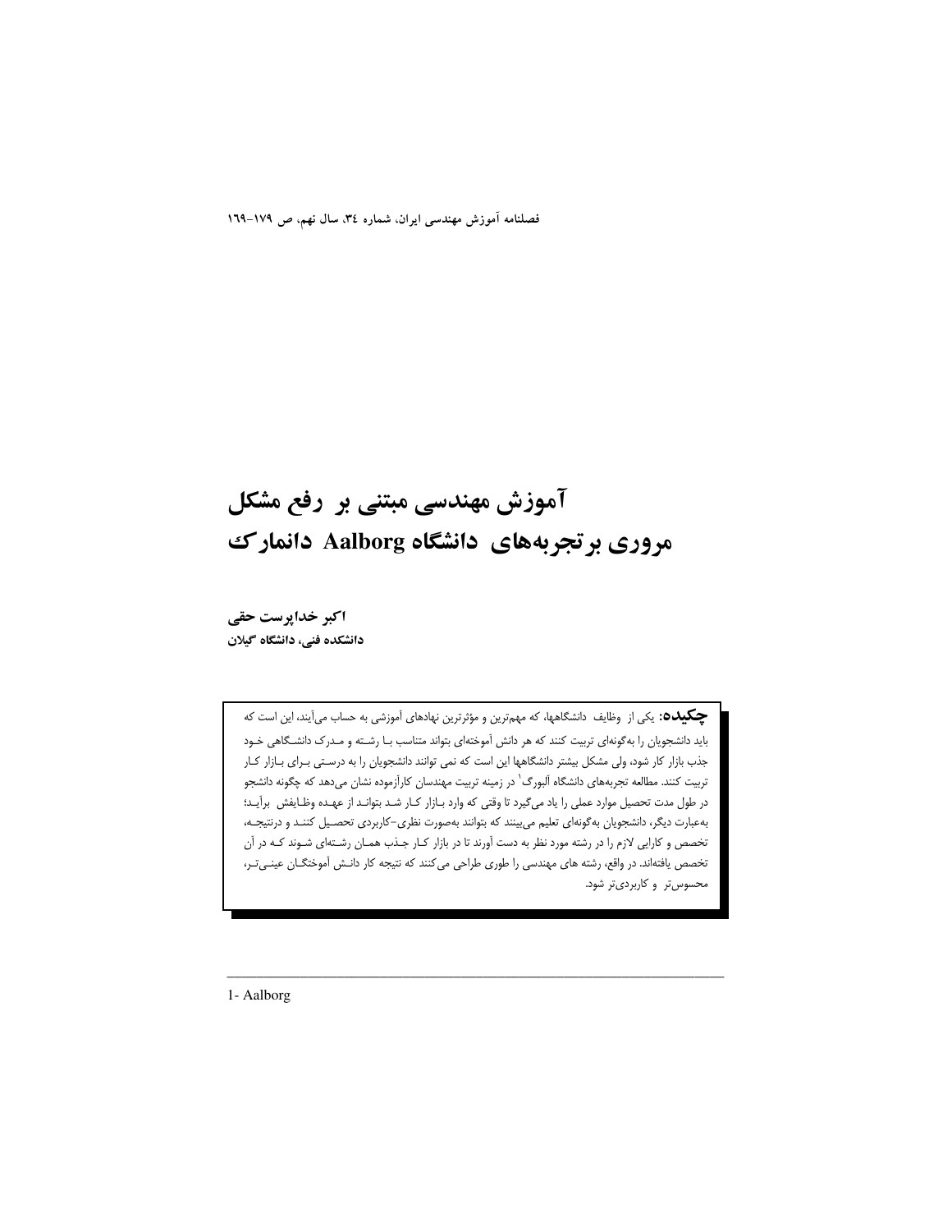# آموزش مهندسی مبتنی بر رفع مشکل
# مروری برتجربه‌های دانشگاه Aalborg دانمارک

**اکبر خداپرست حقی**
**دانشکده فنی، دانشگاه گیلان**

**چکیده:** یکی از وظایف دانشگاهها، که مهم‌ترین و مؤثرترین نهادهای آموزشی به حساب می‌آیند، این است که باید دانشجویان را به‌گونه‌ای تربیت کنند که هر دانش آموخته‌ای بتواند متناسب بـا رشـته و مـدرک دانشـگاهی خـود جذب بازار کار شود، ولی مشکل بیشتر دانشگاهها این است که نمی توانند دانشجویان را به درسـتی بـرای بـازار کـار تربیت کنند. مطالعه تجربه‌های دانشگاه آلبورگ[1] در زمینه تربیت مهندسان کارآزموده نشان می‌دهد که چگونه دانشجو در طول مدت تحصیل موارد عملی را یاد می‌گیرد تا وقتی که وارد بـازار کـار شـد بتوانـد از عهـده وظـایفش برآیـد؛ به‌عبارت دیگر، دانشجویان به‌گونه‌ای تعلیم می‌بینند که بتوانند به‌صورت نظری-کاربردی تحصـیل کننـد و درنتیجـه، تخصص و کارایی لازم را در رشته مورد نظر به دست آورند تا در بازار کـار جـذب همـان رشـته‌ای شـوند کـه در آن تخصص یافته‌اند. در واقع، رشته های مهندسی را طوری طراحی می‌کنند که نتیجه کار دانـش آموختگـان عینـی‌تـر، محسوس‌تر و کاربردی‌تر شود.

---

1- Aalborg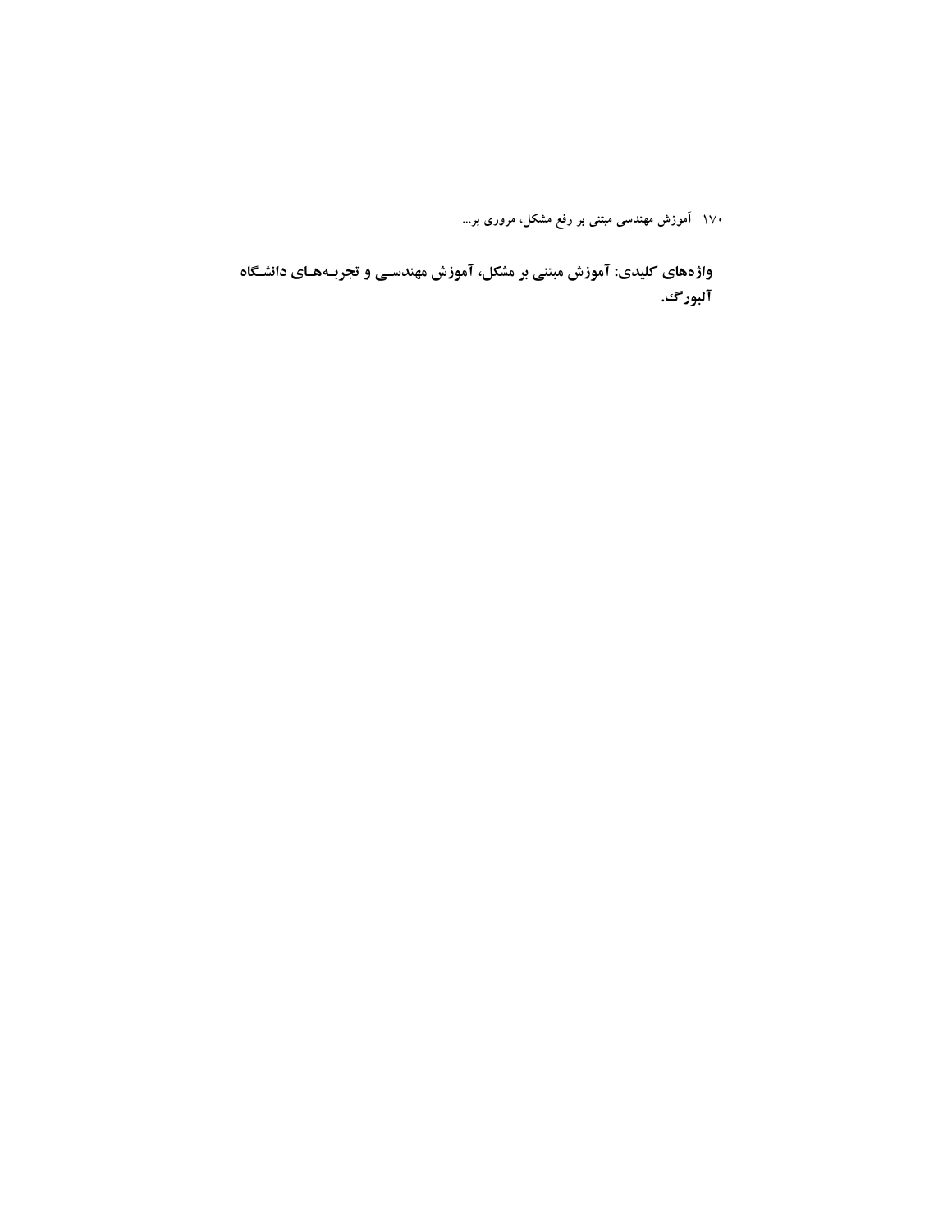**واژه‌های کلیدی: آموزش مبتنی بر مشکل، آموزش مهندسی و تجربه‌های دانشگاه آلبورگ.**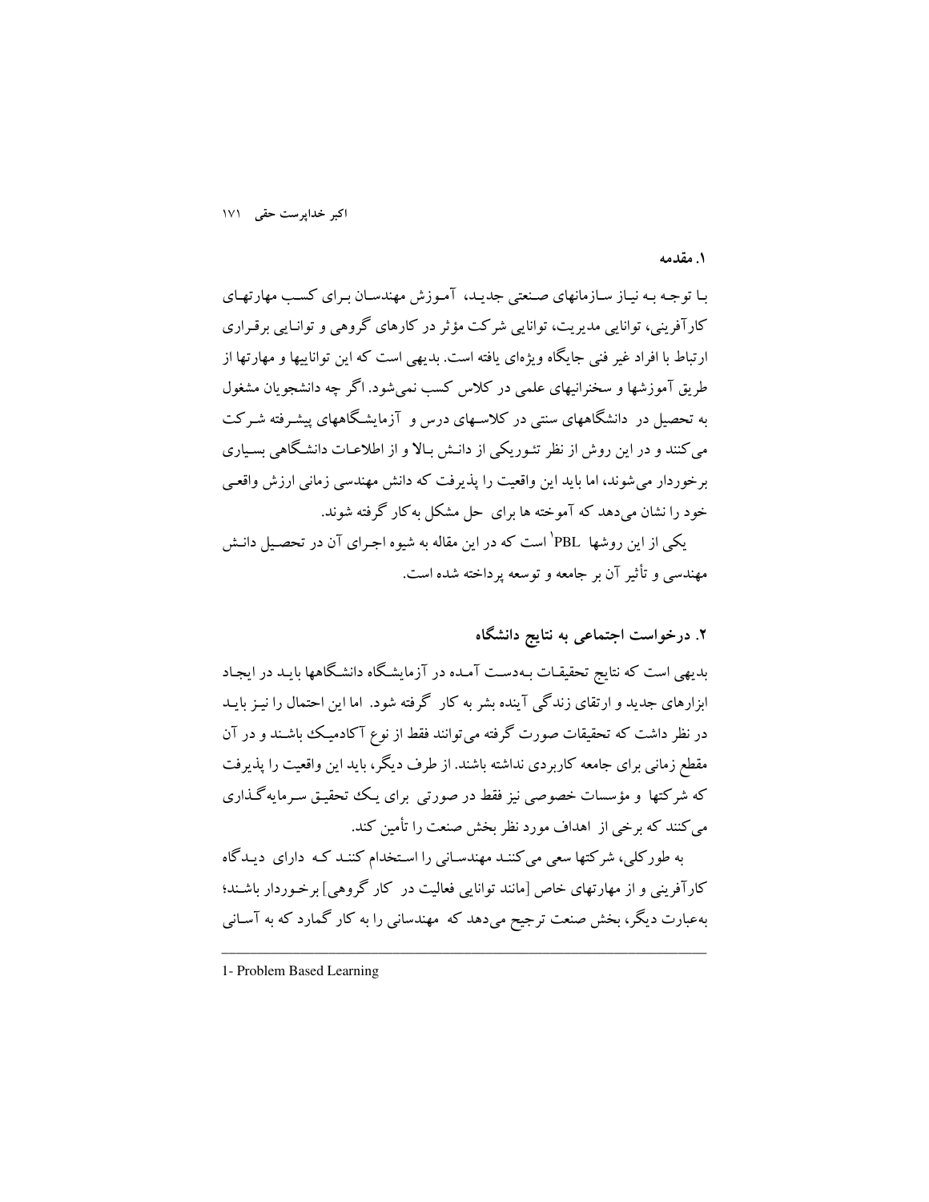## ۱. مقدمه

بـا توجـه بـه نیـاز سـازمانهای صـنعتی جدیـد، آمـوزش مهندسـان بـرای کسـب مهارتهـای کارآفرینی، توانایی مدیریت، توانایی شرکت مؤثر در کارهای گروهی و توانـایی برقـراری ارتباط با افراد غیر فنی جایگاه ویژه‌ای یافته است. بدیهی است که این تواناییها و مهارتها از طریق آموزشها و سخنرانیهای علمی در کلاس کسب نمی‌شود. اگر چه دانشجویان مشغول به تحصیل در دانشگاههای سنتی در کلاسـهای درس و آزمایشـگاههای پیشـرفته شـرکت می‌کنند و در این روش از نظر تئوریکی از دانـش بـالا و از اطلاعـات دانشـگاهی بسـیاری برخوردار می‌شوند، اما باید این واقعیت را پذیرفت که دانش مهندسی زمانی ارزش واقعـی خود را نشان می‌دهد که آموخته ها برای حل مشکل به‌کار گرفته شوند.

یکی از این روشها PBL[1] است که در این مقاله به شیوه اجـرای آن در تحصـیل دانـش مهندسی و تأثیر آن بر جامعه و توسعه پرداخته شده است.

## ۲. درخواست اجتماعی به نتایج دانشگاه

بدیهی است که نتایج تحقیقـات بـه‌دسـت آمـده در آزمایشـگاه دانشـگاهها بایـد در ایجـاد ابزارهای جدید و ارتقای زندگی آینده بشر به کار گرفته شود. اما این احتمال را نیـز بایـد در نظر داشت که تحقیقات صورت گرفته می‌توانند فقط از نوع آکادمیـک باشـند و در آن مقطع زمانی برای جامعه کاربردی نداشته باشند. از طرف دیگر، باید این واقعیت را پذیرفت که شرکتها و مؤسسات خصوصی نیز فقط در صورتی برای یـک تحقیـق سـرمایه‌گـذاری می‌کنند که برخی از اهداف مورد نظر بخش صنعت را تأمین کند.

به طورکلی، شرکتها سعی می‌کننـد مهندسـانی را اسـتخدام کننـد کـه دارای دیـدگاه کارآفرینی و از مهارتهای خاص [مانند توانایی فعالیت در کار گروهی] برخـوردار باشـند؛ به‌عبارت دیگر، بخش صنعت ترجیح می‌دهد که مهندسانی را به کار گمارد که به آسـانی

---

1- Problem Based Learning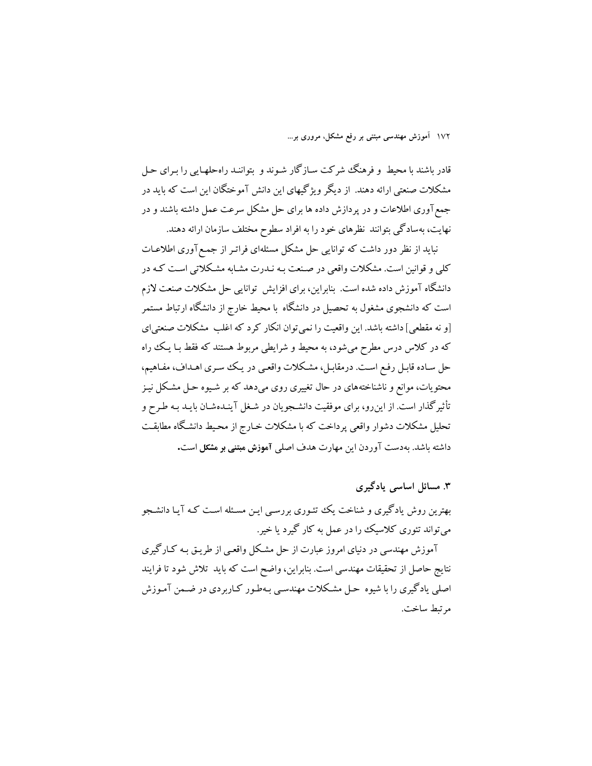قادر باشند با محیط و فرهنگ شرکت سازگار شوند و بتوانند راه‌حلهایی را برای حل مشکلات صنعتی ارائه دهند. از دیگر ویژگیهای این دانش آموختگان این است که باید در جمع‌آوری اطلاعات و در پردازش داده ها برای حل مشکل سرعت عمل داشته باشند و در نهایت، به‌سادگی بتوانند نظرهای خود را به افراد سطوح مختلف سازمان ارائه دهند.

نباید از نظر دور داشت که توانایی حل مشکل مسئله‌ای فراتر از جمع‌آوری اطلاعات کلی و قوانین است. مشکلات واقعی در صنعت به ندرت مشابه مشکلاتی است که در دانشگاه آموزش داده شده است. بنابراین، برای افزایش توانایی حل مشکلات صنعت لازم است که دانشجوی مشغول به تحصیل در دانشگاه با محیط خارج از دانشگاه ارتباط مستمر [و نه مقطعی] داشته باشد. این واقعیت را نمی‌توان انکار کرد که اغلب مشکلات صنعتی‌ای که در کلاس درس مطرح می‌شود، به محیط و شرایطی مربوط هستند که فقط با یک راه حل ساده قابل رفع است. درمقابل، مشکلات واقعی در یک سری اهداف، مفاهیم، محتویات، موانع و ناشناخته‌های در حال تغییری روی می‌دهد که بر شیوه حل مشکل نیز تأثیرگذار است. از این‌رو، برای موفقیت دانشجویان در شغل آینده‌شان باید به طرح و تحلیل مشکلات دشوار واقعی پرداخت که با مشکلات خارج از محیط دانشگاه مطابقت داشته باشد. به‌دست آوردن این مهارت هدف اصلی **آموزش مبتنی بر مشکل** است.

## ۳. مسائل اساسی یادگیری

بهترین روش یادگیری و شناخت یک تئوری بررسی این مسئله است که آیا دانشجو می‌تواند تئوری کلاسیک را در عمل به کار گیرد یا خیر.

آموزش مهندسی در دنیای امروز عبارت از حل مشکل واقعی از طریق به کارگیری نتایج حاصل از تحقیقات مهندسی است. بنابراین، واضح است که باید تلاش شود تا فرایند اصلی یادگیری را با شیوه حل مشکلات مهندسی به‌طور کاربردی در ضمن آموزش مرتبط ساخت.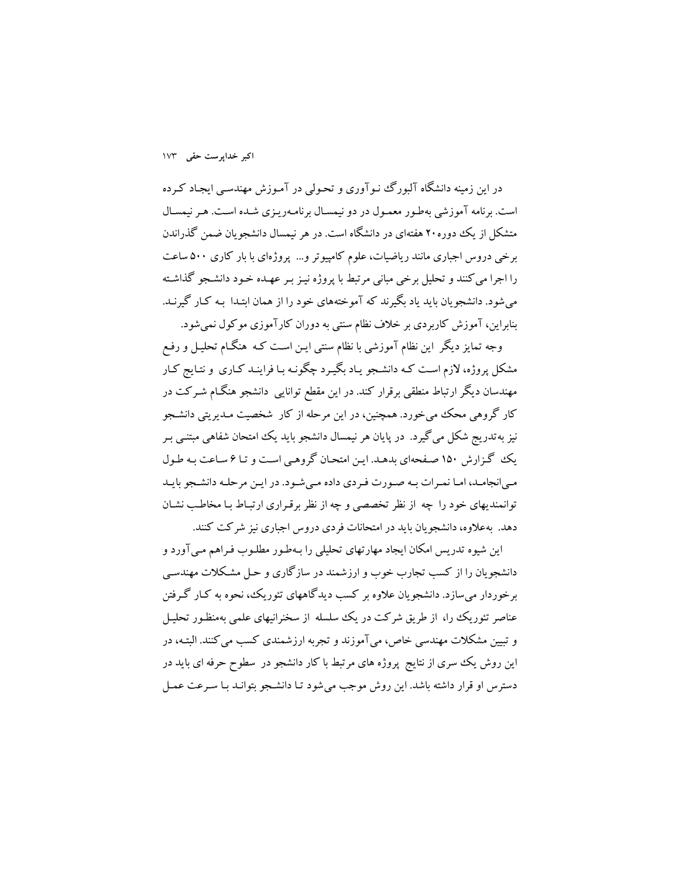در این زمینه دانشگاه آلبورگ نوآوری و تحولی در آموزش مهندسی ایجاد کرده است. برنامه آموزشی به‌طور معمول در دو نیمسال برنامه‌ریزی شده است. هر نیمسال متشکل از یک دوره ۲۰ هفته‌ای در دانشگاه است. در هر نیمسال دانشجویان ضمن گذراندن برخی دروس اجباری مانند ریاضیات، علوم کامپیوتر و... پروژه‌ای با بار کاری ۵۰۰ ساعت را اجرا می‌کنند و تحلیل برخی مبانی مرتبط با پروژه نیز بر عهده خود دانشجو گذاشته می‌شود. دانشجویان باید یاد بگیرند که آموخته‌های خود را از همان ابتدا به کار گیرند. بنابراین، آموزش کاربردی بر خلاف نظام سنتی به دوران کارآموزی موکول نمی‌شود.

وجه تمایز دیگر این نظام آموزشی با نظام سنتی این است که هنگام تحلیل و رفع مشکل پروژه، لازم است که دانشجو یاد بگیرد چگونه با فرایند کاری و نتایج کار مهندسان دیگر ارتباط منطقی برقرار کند. در این مقطع توانایی دانشجو هنگام شرکت در کار گروهی محک می‌خورد. همچنین، در این مرحله از کار شخصیت مدیریتی دانشجو نیز به‌تدریج شکل می‌گیرد. در پایان هر نیمسال دانشجو باید یک امتحان شفاهی مبتنی بر یک گزارش ۱۵۰ صفحه‌ای بدهد. این امتحان گروهی است و تا ۶ ساعت به طول می‌انجامد، اما نمرات به صورت فردی داده می‌شود. در این مرحله دانشجو باید توانمندیهای خود را چه از نظر تخصصی و چه از نظر برقراری ارتباط با مخاطب نشان دهد. به‌علاوه، دانشجویان باید در امتحانات فردی دروس اجباری نیز شرکت کنند.

این شیوه تدریس امکان ایجاد مهارتهای تحلیلی را به‌طور مطلوب فراهم می‌آورد و دانشجویان را از کسب تجارب خوب و ارزشمند در سازگاری و حل مشکلات مهندسی برخوردار می‌سازد. دانشجویان علاوه بر کسب دیدگاههای تئوریک، نحوه به کار گرفتن عناصر تئوریک را، از طریق شرکت در یک سلسله از سخنرانیهای علمی به‌منظور تحلیل و تبیین مشکلات مهندسی خاص، می‌آموزند و تجربه ارزشمندی کسب می‌کنند. البته، در این روش یک سری از نتایج پروژه های مرتبط با کار دانشجو در سطوح حرفه ای باید در دسترس او قرار داشته باشد. این روش موجب می‌شود تا دانشجو بتواند با سرعت عمل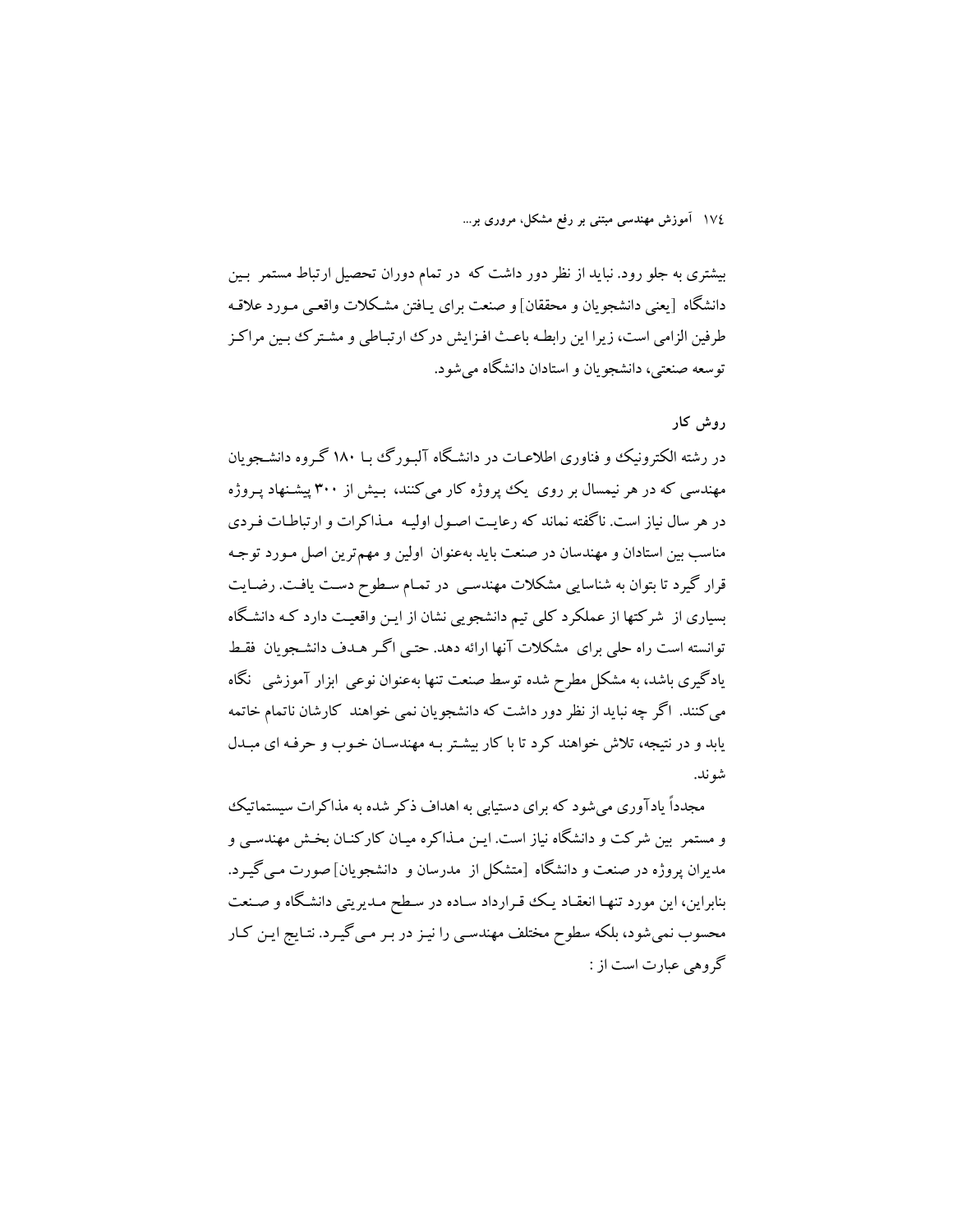بیشتری به جلو رود. نباید از نظر دور داشت که در تمام دوران تحصیل ارتباط مستمر بین دانشگاه [یعنی دانشجویان و محققان] و صنعت برای یافتن مشکلات واقعی مورد علاقه طرفین الزامی است، زیرا این رابطه باعث افزایش درک ارتباطی و مشترک بین مراکز توسعه صنعتی، دانشجویان و استادان دانشگاه می‌شود.

## روش کار

در رشته الکترونیک و فناوری اطلاعات در دانشگاه آلبورگ با ۱۸۰ گروه دانشجویان مهندسی که در هر نیمسال بر روی یک پروژه کار می‌کنند، بیش از ۳۰۰ پیشنهاد پروژه در هر سال نیاز است. ناگفته نماند که رعایت اصول اولیه مذاکرات و ارتباطات فردی مناسب بین استادان و مهندسان در صنعت باید به‌عنوان اولین و مهم‌ترین اصل مورد توجه قرار گیرد تا بتوان به شناسایی مشکلات مهندسی در تمام سطوح دست یافت. رضایت بسیاری از شرکتها از عملکرد کلی تیم دانشجویی نشان از این واقعیت دارد که دانشگاه توانسته است راه حلی برای مشکلات آنها ارائه دهد. حتی اگر هدف دانشجویان فقط یادگیری باشد، به مشکل مطرح شده توسط صنعت تنها به‌عنوان نوعی ابزار آموزشی نگاه می‌کنند. اگر چه نباید از نظر دور داشت که دانشجویان نمی خواهند کارشان ناتمام خاتمه یابد و در نتیجه، تلاش خواهند کرد تا با کار بیشتر به مهندسان خوب و حرفه ای مبدل شوند.

مجدداً یادآوری می‌شود که برای دستیابی به اهداف ذکر شده به مذاکرات سیستماتیک و مستمر بین شرکت و دانشگاه نیاز است. این مذاکره میان کارکنان بخش مهندسی و مدیران پروژه در صنعت و دانشگاه [متشکل از مدرسان و دانشجویان] صورت می‌گیرد. بنابراین، این مورد تنها انعقاد یک قرارداد ساده در سطح مدیریتی دانشگاه و صنعت محسوب نمی‌شود، بلکه سطوح مختلف مهندسی را نیز در بر می‌گیرد. نتایج این کار گروهی عبارت است از :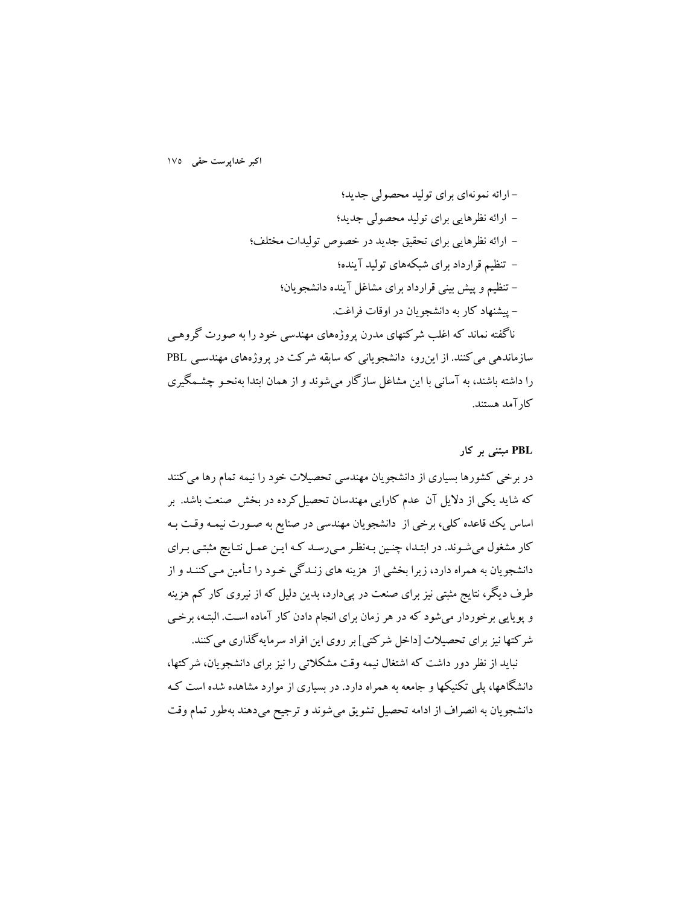- ارائه نمونه‌ای برای تولید محصولی جدید؛
- ارائه نظرهایی برای تولید محصولی جدید؛
- ارائه نظرهایی برای تحقیق جدید در خصوص تولیدات مختلف؛
- تنظیم قرارداد برای شبکه‌های تولید آینده؛
- تنظیم و پیش بینی قرارداد برای مشاغل آینده دانشجویان؛
- پیشنهاد کار به دانشجویان در اوقات فراغت.

ناگفته نماند که اغلب شرکتهای مدرن پروژه‌های مهندسی خود را به صورت گروهی سازماندهی می‌کنند. از این‌رو، دانشجویانی که سابقه شرکت در پروژه‌های مهندسی PBL را داشته باشند، به آسانی با این مشاغل سازگار می‌شوند و از همان ابتدا به‌نحو چشمگیری کارآمد هستند.

**PBL مبتنی بر کار**

در برخی کشورها بسیاری از دانشجویان مهندسی تحصیلات خود را نیمه تمام رها می‌کنند که شاید یکی از دلایل آن عدم کارایی مهندسان تحصیل‌کرده در بخش صنعت باشد. بر اساس یک قاعده کلی، برخی از دانشجویان مهندسی در صنایع به صورت نیمه وقت به کار مشغول می‌شوند. در ابتدا، چنین به‌نظر می‌رسد که این عمل نتایج مثبتی برای دانشجویان به همراه دارد، زیرا بخشی از هزینه های زندگی خود را تأمین می‌کنند و از طرف دیگر، نتایج مثبتی نیز برای صنعت در پی‌دارد، بدین دلیل که از نیروی کار کم هزینه و پویایی برخوردار می‌شود که در هر زمان برای انجام دادن کار آماده است. البته، برخی شرکتها نیز برای تحصیلات [داخل شرکتی] بر روی این افراد سرمایه‌گذاری می‌کنند.

نباید از نظر دور داشت که اشتغال نیمه وقت مشکلاتی را نیز برای دانشجویان، شرکتها، دانشگاهها، پلی تکنیکها و جامعه به همراه دارد. در بسیاری از موارد مشاهده شده است که دانشجویان به انصراف از ادامه تحصیل تشویق می‌شوند و ترجیح می‌دهند به‌طور تمام وقت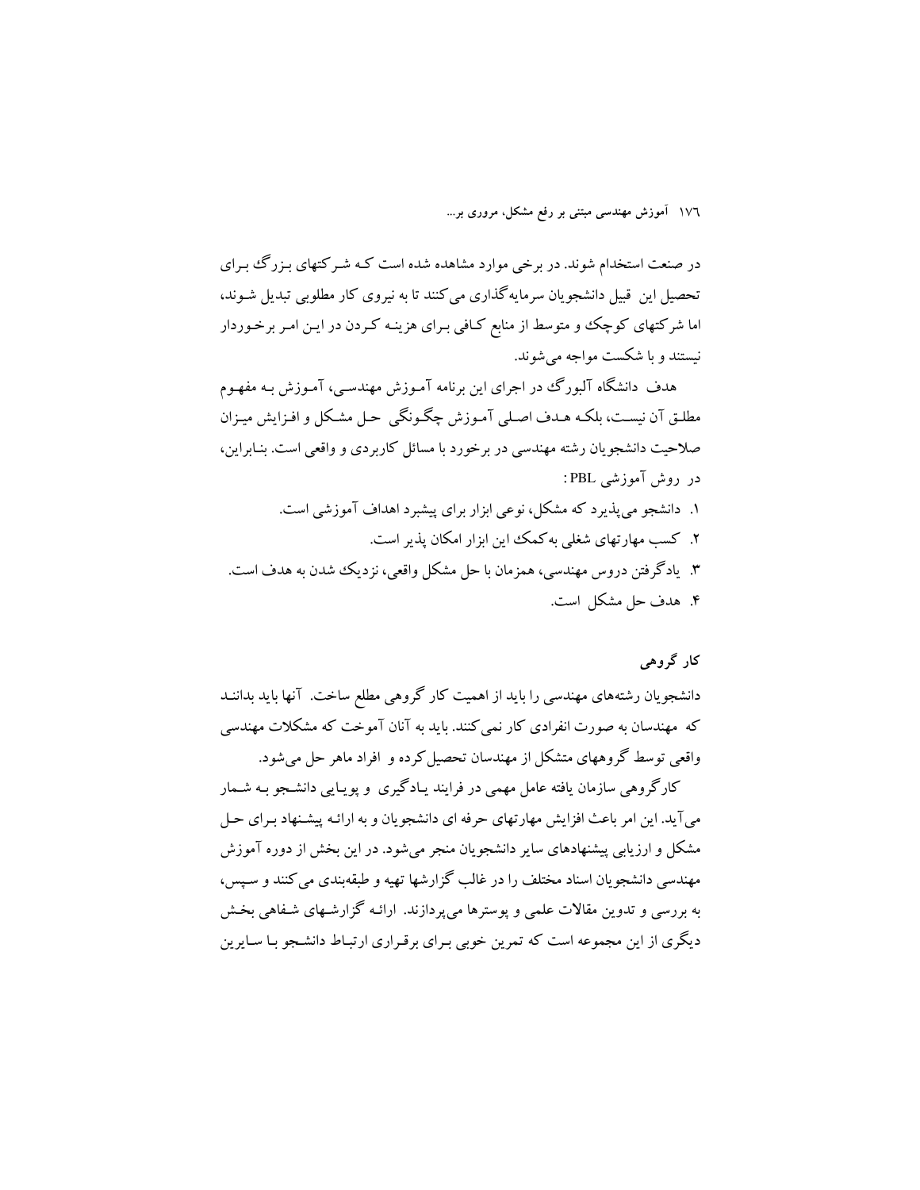در صنعت استخدام شوند. در برخی موارد مشاهده شده است که شرکتهای بزرگ برای تحصیل این قبیل دانشجویان سرمایه‌گذاری می‌کنند تا به نیروی کار مطلوبی تبدیل شوند، اما شرکتهای کوچک و متوسط از منابع کافی برای هزینه کردن در این امر برخوردار نیستند و با شکست مواجه می‌شوند.

هدف دانشگاه آلبورگ در اجرای این برنامه آموزش مهندسی، آموزش به مفهوم مطلق آن نیست، بلکه هدف اصلی آموزش چگونگی حل مشکل و افزایش میزان صلاحیت دانشجویان رشته مهندسی در برخورد با مسائل کاربردی و واقعی است. بنابراین، در روش آموزشی PBL:

۱. دانشجو می‌پذیرد که مشکل، نوعی ابزار برای پیشبرد اهداف آموزشی است.
۲. کسب مهارتهای شغلی به‌کمک این ابزار امکان پذیر است.
۳. یادگرفتن دروس مهندسی، همزمان با حل مشکل واقعی، نزدیک شدن به هدف است.
۴. هدف حل مشکل است.

### کار گروهی

دانشجویان رشته‌های مهندسی را باید از اهمیت کار گروهی مطلع ساخت. آنها باید بدانند که مهندسان به صورت انفرادی کار نمی‌کنند. باید به آنان آموخت که مشکلات مهندسی واقعی توسط گروههای متشکل از مهندسان تحصیل‌کرده و افراد ماهر حل می‌شود.

کارگروهی سازمان یافته عامل مهمی در فرایند یادگیری و پویایی دانشجو به شمار می‌آید. این امر باعث افزایش مهارتهای حرفه ای دانشجویان و به ارائه پیشنهاد برای حل مشکل و ارزیابی پیشنهادهای سایر دانشجویان منجر می‌شود. در این بخش از دوره آموزش مهندسی دانشجویان اسناد مختلف را در غالب گزارشها تهیه و طبقه‌بندی می‌کنند و سپس، به بررسی و تدوین مقالات علمی و پوسترها می‌پردازند. ارائه گزارشهای شفاهی بخش دیگری از این مجموعه است که تمرین خوبی برای برقراری ارتباط دانشجو با سایرین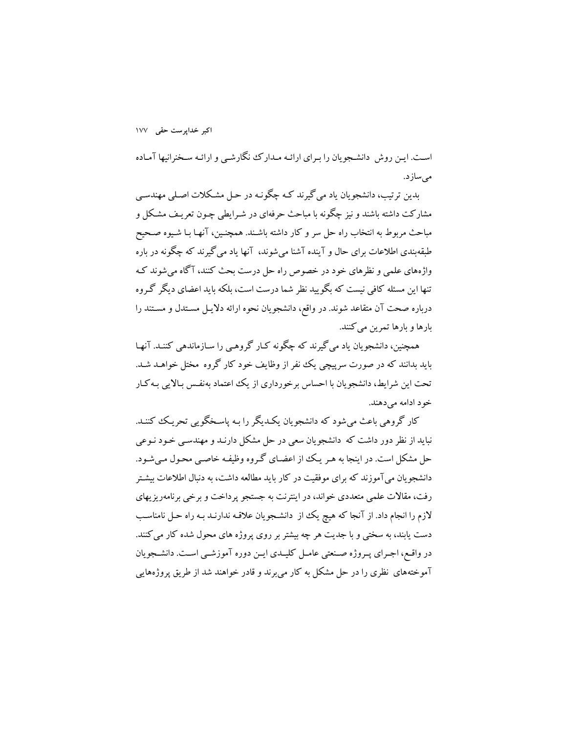است. ایـن روش دانشـجویان را بـرای ارائـه مـدارک نگارشـی و ارائـه سـخنرانیها آمـاده می‌سازد.

بدین ترتیب، دانشجویان یاد می‌گیرند کـه چگونـه در حـل مشـکلات اصـلی مهندسـی مشارکت داشته باشند و نیز چگونه با مباحث حرفه‌ای در شـرایطی چـون تعریـف مشـکل و مباحث مربوط به انتخاب راه حل سر و کار داشته باشـند. همچنـین، آنهـا بـا شـیوه صـحیح طبقه‌بندی اطلاعات برای حال و آینده آشنا می‌شوند، آنها یاد می‌گیرند که چگونه در باره واژه‌های علمی و نظرهای خود در خصوص راه حل درست بحث کنند، آگاه می‌شوند کـه تنها این مسئله کافی نیست که بگویید نظر شما درست است، بلکه باید اعضای دیگر گـروه درباره صحت آن متقاعد شوند. در واقع، دانشجویان نحوه ارائه دلایـل مسـتدل و مسـتند را بارها و بارها تمرین می‌کنند.

همچنین، دانشجویان یاد می‌گیرند که چگونه کـار گروهـی را سـازماندهی کننـد. آنهـا باید بدانند که در صورت سرپیچی یک نفر از وظایف خود کار گروه مختل خواهـد شـد. تحت این شرایط، دانشجویان با احساس برخورداری از یک اعتماد به‌نفـس بـالایی بـه‌کـار خود ادامه می‌دهند.

کار گروهی باعث می‌شود که دانشجویان یکـدیگر را بـه پاسـخگویی تحریـک کننـد. نباید از نظر دور داشت که دانشجویان سعی در حل مشکل دارنـد و مهندسـی خـود نـوعی حل مشکل است. در اینجا به هـر یـک از اعضـای گـروه وظیفـه خاصـی محـول مـی‌شـود. دانشجویان می‌آموزند که برای موفقیت در کار باید مطالعه داشت، به دنبال اطلاعات بیشـتر رفت، مقالات علمی متعددی خواند، در اینترنت به جستجو پرداخت و برخی برنامه‌ریزیهای لازم را انجام داد. از آنجا که هیچ یک از دانشـجویان علاقـه ندارنـد بـه راه حـل نامناسـب دست یابند، به سختی و با جدیت هر چه بیشتر بر روی پروژه های محول شده کار می‌کنند. در واقـع، اجـرای پـروژه صـنعتی عامـل کلیـدی ایـن دوره آموزشـی اسـت. دانشـجویان آموخته‌های نظری را در حل مشکل به کار می‌برند و قادر خواهند شد از طریق پروژه‌هایی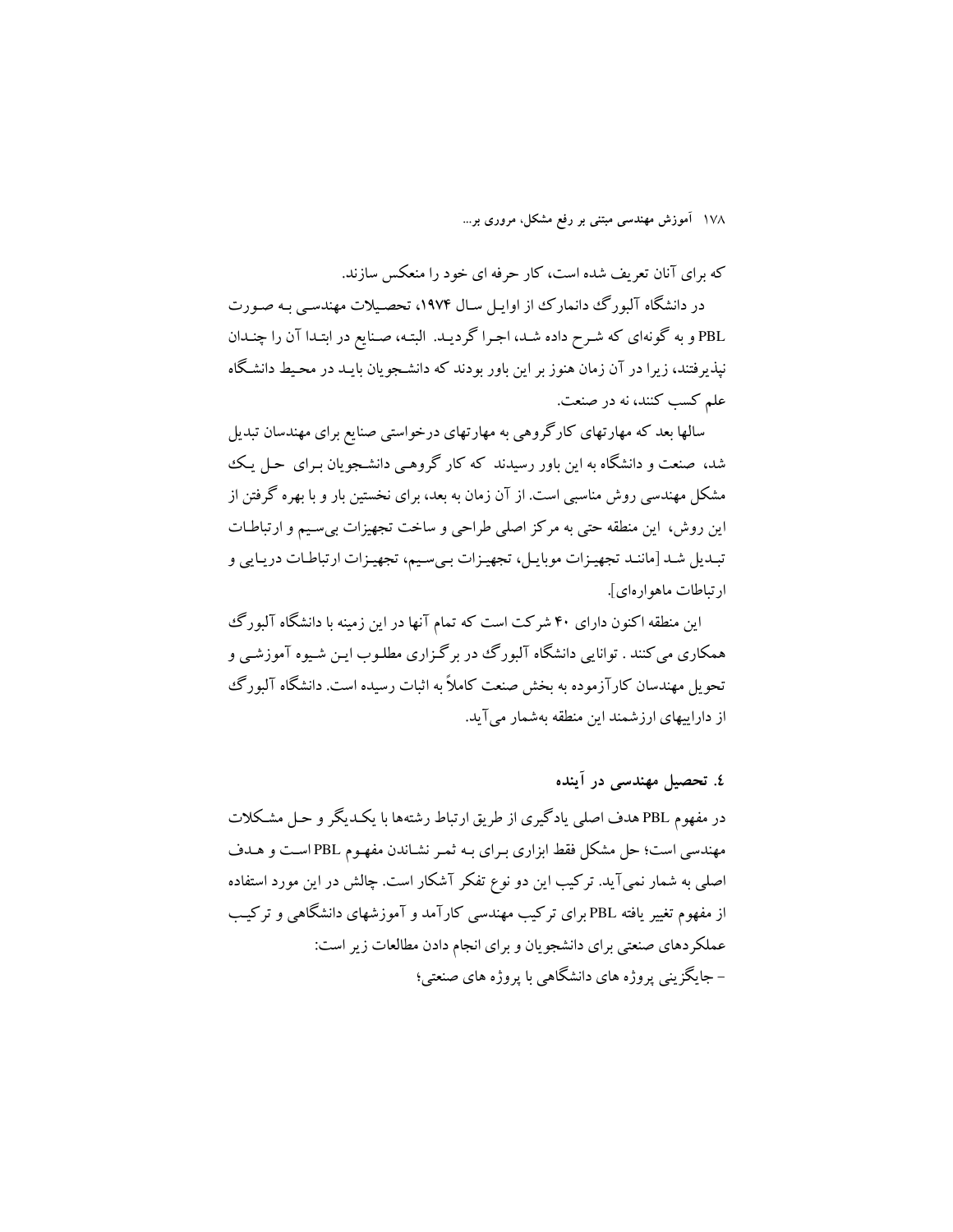که برای آنان تعریف شده است، کار حرفه ای خود را منعکس سازند.

در دانشگاه آلبورگ دانمارک از اوایل سال ۱۹۷۴، تحصیلات مهندسی به صورت PBL و به گونه‌ای که شرح داده شد، اجرا گردید. البته، صنایع در ابتدا آن را چندان نپذیرفتند، زیرا در آن زمان هنوز بر این باور بودند که دانشجویان باید در محیط دانشگاه علم کسب کنند، نه در صنعت.

سالها بعد که مهارتهای کارگروهی به مهارتهای درخواستی صنایع برای مهندسان تبدیل شد، صنعت و دانشگاه به این باور رسیدند که کار گروهی دانشجویان برای حل یک مشکل مهندسی روش مناسبی است. از آن زمان به بعد، برای نخستین بار و با بهره گرفتن از این روش، این منطقه حتی به مرکز اصلی طراحی و ساخت تجهیزات بی‌سیم و ارتباطات تبدیل شد [مانند تجهیزات موبایل، تجهیزات بی‌سیم، تجهیزات ارتباطات دریایی و ارتباطات ماهواره‌ای].

این منطقه اکنون دارای ۴۰ شرکت است که تمام آنها در این زمینه با دانشگاه آلبورگ همکاری می‌کنند . توانایی دانشگاه آلبورگ در برگزاری مطلوب این شیوه آموزشی و تحویل مهندسان کارآزموده به بخش صنعت کاملاً به اثبات رسیده است. دانشگاه آلبورگ از داراییهای ارزشمند این منطقه به‌شمار می‌آید.

## ٤. تحصیل مهندسی در آینده

در مفهوم PBL هدف اصلی یادگیری از طریق ارتباط رشته‌ها با یکدیگر و حل مشکلات مهندسی است؛ حل مشکل فقط ابزاری برای به ثمر نشاندن مفهوم PBL است و هدف اصلی به شمار نمی‌آید. ترکیب این دو نوع تفکر آشکار است. چالش در این مورد استفاده از مفهوم تغییر یافته PBL برای ترکیب مهندسی کارآمد و آموزشهای دانشگاهی و ترکیب عملکردهای صنعتی برای دانشجویان و برای انجام دادن مطالعات زیر است:

- جایگزینی پروژه های دانشگاهی با پروژه های صنعتی؛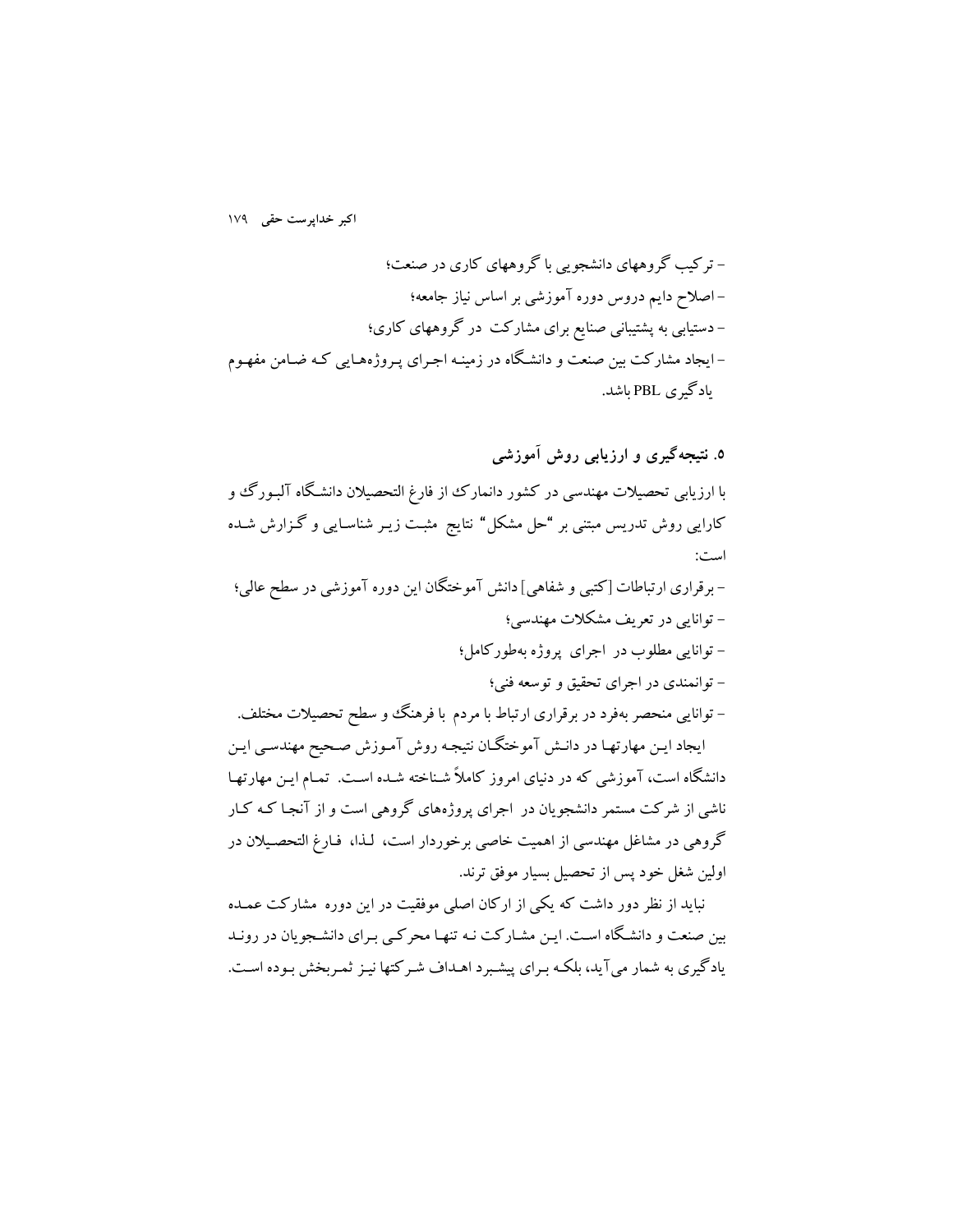- ترکیب گروههای دانشجویی با گروههای کاری در صنعت؛
- اصلاح دایم دروس دوره آموزشی بر اساس نیاز جامعه؛
- دستیابی به پشتیبانی صنایع برای مشارکت در گروههای کاری؛
- ایجاد مشارکت بین صنعت و دانشگاه در زمینه اجرای پروژه‌هایی که ضامن مفهوم یادگیری PBL باشد.

## ۵. نتیجه‌گیری و ارزیابی روش آموزشی

با ارزیابی تحصیلات مهندسی در کشور دانمارک از فارغ التحصیلان دانشگاه آلبورگ و کارایی روش تدریس مبتنی بر "حل مشکل" نتایج مثبت زیر شناسایی و گزارش شده است:

- برقراری ارتباطات [کتبی و شفاهی] دانش آموختگان این دوره آموزشی در سطح عالی؛
- توانایی در تعریف مشکلات مهندسی؛
- توانایی مطلوب در اجرای پروژه به‌طورکامل؛
- توانمندی در اجرای تحقیق و توسعه فنی؛
- توانایی منحصر به‌فرد در برقراری ارتباط با مردم با فرهنگ و سطح تحصیلات مختلف.

ایجاد این مهارتها در دانش آموختگان نتیجه روش آموزش صحیح مهندسی این دانشگاه است، آموزشی که در دنیای امروز کاملاً شناخته شده است. تمام این مهارتها ناشی از شرکت مستمر دانشجویان در اجرای پروژه‌های گروهی است و از آنجا که کار گروهی در مشاغل مهندسی از اهمیت خاصی برخوردار است، لذا، فارغ التحصیلان در اولین شغل خود پس از تحصیل بسیار موفق ترند.

نباید از نظر دور داشت که یکی از ارکان اصلی موفقیت در این دوره مشارکت عمده بین صنعت و دانشگاه است. این مشارکت نه تنها محرکی برای دانشجویان در روند یادگیری به شمار می‌آید، بلکه برای پیشبرد اهداف شرکتها نیز ثمربخش بوده است.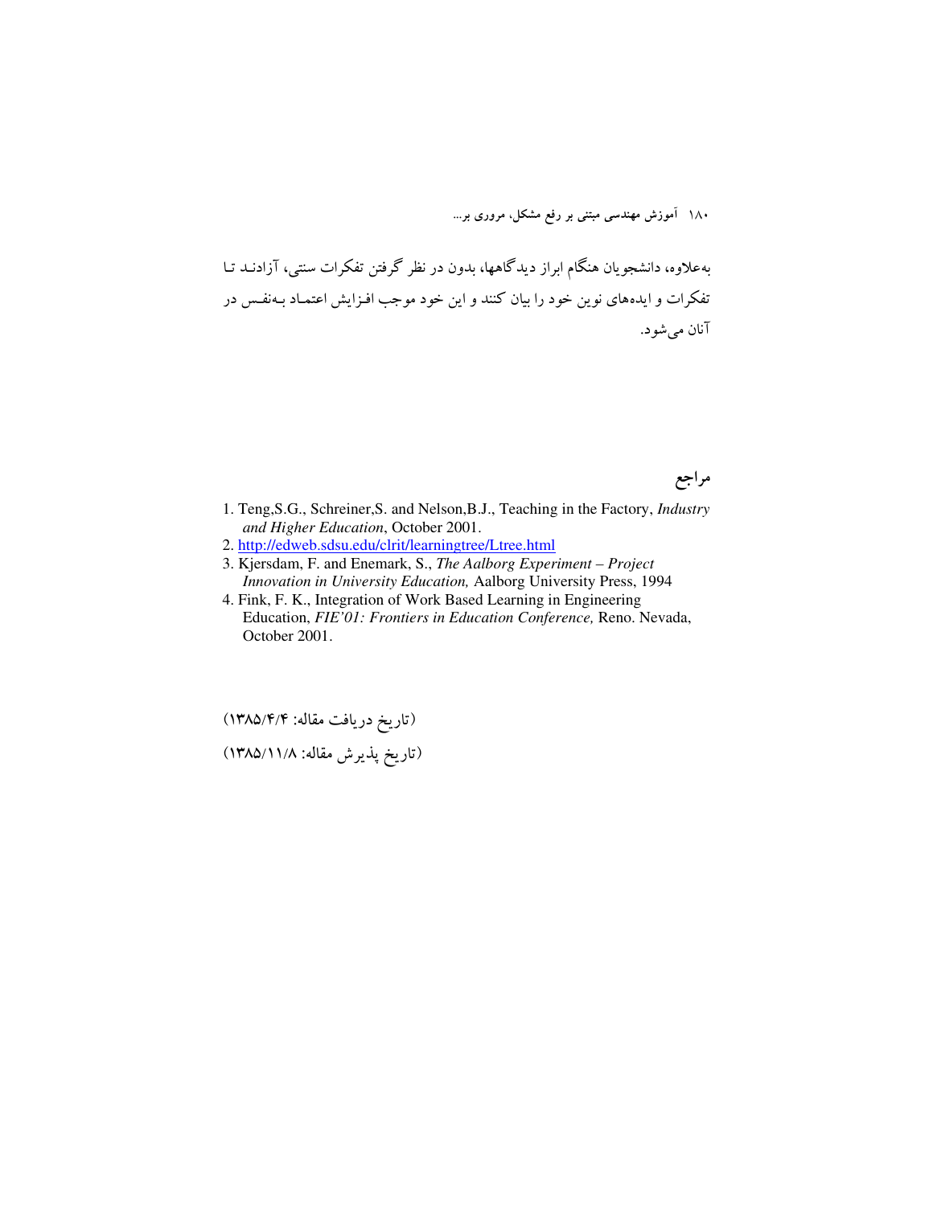به‌علاوه، دانشجویان هنگام ابراز دیدگاهها، بدون در نظر گرفتن تفکرات سنتی، آزادند تا تفکرات و ایده‌های نوین خود را بیان کنند و این خود موجب افزایش اعتماد به‌نفس در آنان می‌شود.

## مراجع

1. Teng,S.G., Schreiner,S. and Nelson,B.J., Teaching in the Factory, *Industry and Higher Education*, October 2001.
2. http://edweb.sdsu.edu/clrit/learningtree/Ltree.html
3. Kjersdam, F. and Enemark, S., *The Aalborg Experiment – Project Innovation in University Education,* Aalborg University Press, 1994
4. Fink, F. K., Integration of Work Based Learning in Engineering Education, *FIE'01: Frontiers in Education Conference,* Reno. Nevada, October 2001.

(تاریخ دریافت مقاله: ۱۳۸۵/۴/۴)

(تاریخ پذیرش مقاله: ۱۳۸۵/۱۱/۸)